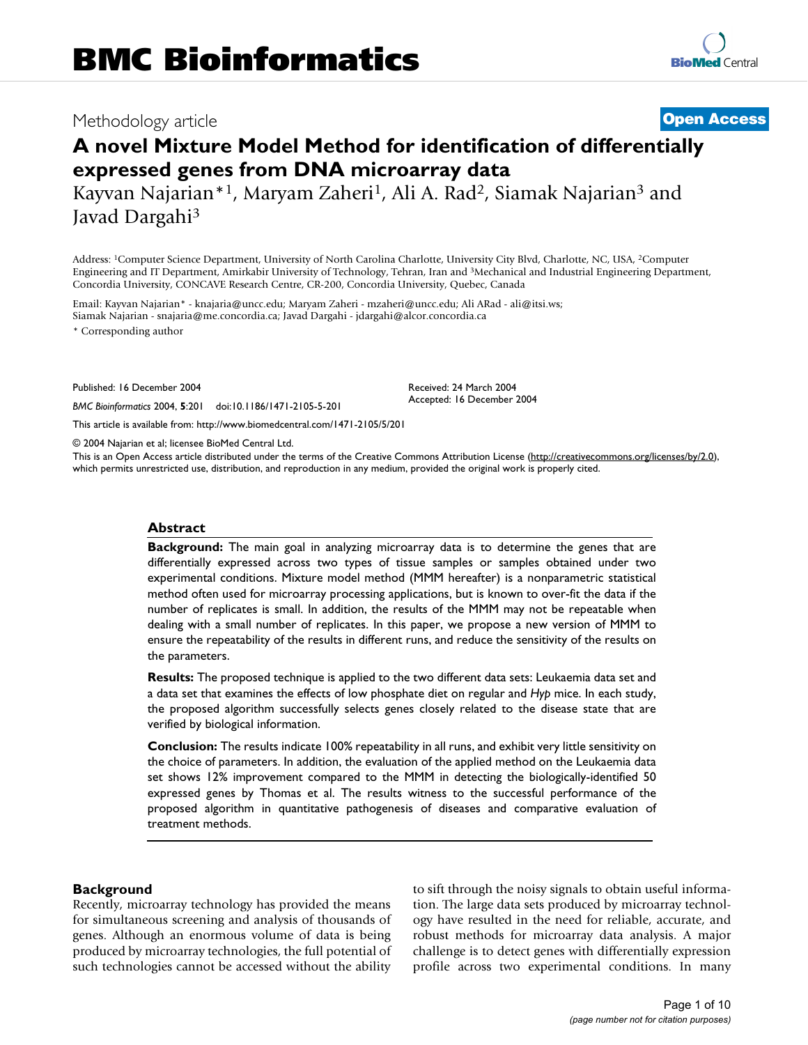# BMC Bioinformatics

Methodology article **Open Access**

# A novel Mixture Model Method for identification of differentially expressed genes from DNA microarray data

Kayvan Najarian*[1], Maryam Zaheri[1], Ali A. Rad[2], Siamak Najarian[3] and Javad Dargahi[3]

Address: [1]Computer Science Department, University of North Carolina Charlotte, University City Blvd, Charlotte, NC, USA, [2]Computer Engineering and IT Department, Amirkabir University of Technology, Tehran, Iran and [3]Mechanical and Industrial Engineering Department, Concordia University, CONCAVE Research Centre, CR-200, Concordia University, Quebec, Canada

Email: Kayvan Najarian* - knajaria@uncc.edu; Maryam Zaheri - mzaheri@uncc.edu; Ali ARad - ali@itsi.ws; Siamak Najarian - snajaria@me.concordia.ca; Javad Dargahi - jdargahi@alcor.concordia.ca

* Corresponding author

Published: 16 December 2004

*BMC Bioinformatics* 2004, **5**:201 doi:10.1186/1471-2105-5-201

Received: 24 March 2004
Accepted: 16 December 2004

This article is available from: http://www.biomedcentral.com/1471-2105/5/201

© 2004 Najarian et al; licensee BioMed Central Ltd.

This is an Open Access article distributed under the terms of the Creative Commons Attribution License (http://creativecommons.org/licenses/by/2.0), which permits unrestricted use, distribution, and reproduction in any medium, provided the original work is properly cited.

## Abstract

**Background:** The main goal in analyzing microarray data is to determine the genes that are differentially expressed across two types of tissue samples or samples obtained under two experimental conditions. Mixture model method (MMM hereafter) is a nonparametric statistical method often used for microarray processing applications, but is known to over-fit the data if the number of replicates is small. In addition, the results of the MMM may not be repeatable when dealing with a small number of replicates. In this paper, we propose a new version of MMM to ensure the repeatability of the results in different runs, and reduce the sensitivity of the results on the parameters.

**Results:** The proposed technique is applied to the two different data sets: Leukaemia data set and a data set that examines the effects of low phosphate diet on regular and *Hyp* mice. In each study, the proposed algorithm successfully selects genes closely related to the disease state that are verified by biological information.

**Conclusion:** The results indicate 100% repeatability in all runs, and exhibit very little sensitivity on the choice of parameters. In addition, the evaluation of the applied method on the Leukaemia data set shows 12% improvement compared to the MMM in detecting the biologically-identified 50 expressed genes by Thomas et al. The results witness to the successful performance of the proposed algorithm in quantitative pathogenesis of diseases and comparative evaluation of treatment methods.

## Background

Recently, microarray technology has provided the means for simultaneous screening and analysis of thousands of genes. Although an enormous volume of data is being produced by microarray technologies, the full potential of such technologies cannot be accessed without the ability to sift through the noisy signals to obtain useful information. The large data sets produced by microarray technology have resulted in the need for reliable, accurate, and robust methods for microarray data analysis. A major challenge is to detect genes with differentially expression profile across two experimental conditions. In many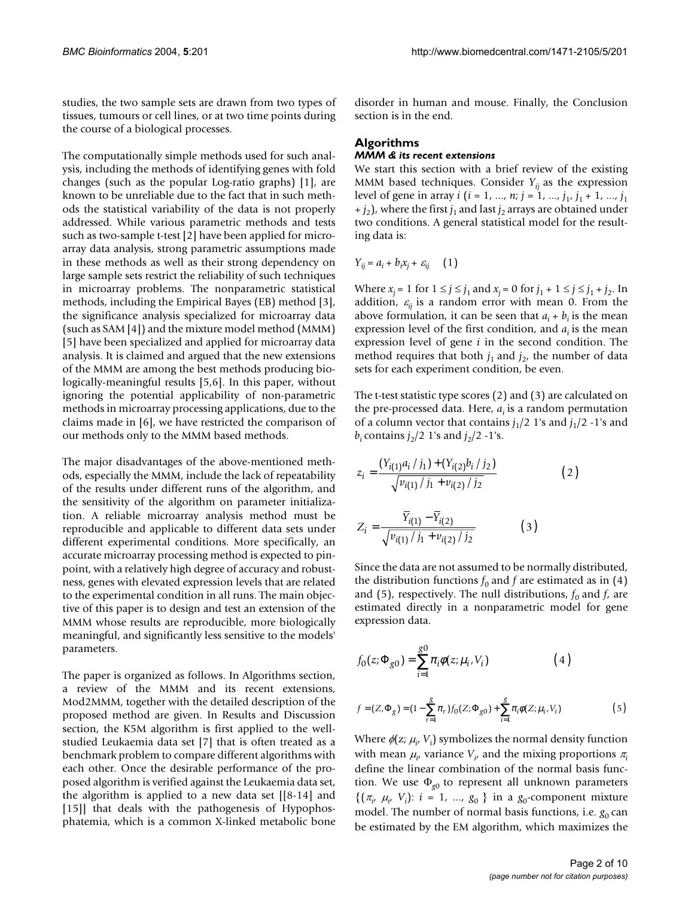studies, the two sample sets are drawn from two types of tissues, tumours or cell lines, or at two time points during the course of a biological processes.

The computationally simple methods used for such analysis, including the methods of identifying genes with fold changes (such as the popular Log-ratio graphs) [1], are known to be unreliable due to the fact that in such methods the statistical variability of the data is not properly addressed. While various parametric methods and tests such as two-sample t-test [2] have been applied for microarray data analysis, strong parametric assumptions made in these methods as well as their strong dependency on large sample sets restrict the reliability of such techniques in microarray problems. The nonparametric statistical methods, including the Empirical Bayes (EB) method [3], the significance analysis specialized for microarray data (such as SAM [4]) and the mixture model method (MMM) [5] have been specialized and applied for microarray data analysis. It is claimed and argued that the new extensions of the MMM are among the best methods producing biologically-meaningful results [5,6]. In this paper, without ignoring the potential applicability of non-parametric methods in microarray processing applications, due to the claims made in [6], we have restricted the comparison of our methods only to the MMM based methods.

The major disadvantages of the above-mentioned methods, especially the MMM, include the lack of repeatability of the results under different runs of the algorithm, and the sensitivity of the algorithm on parameter initialization. A reliable microarray analysis method must be reproducible and applicable to different data sets under different experimental conditions. More specifically, an accurate microarray processing method is expected to pinpoint, with a relatively high degree of accuracy and robustness, genes with elevated expression levels that are related to the experimental condition in all runs. The main objective of this paper is to design and test an extension of the MMM whose results are reproducible, more biologically meaningful, and significantly less sensitive to the models' parameters.

The paper is organized as follows. In Algorithms section, a review of the MMM and its recent extensions, Mod2MMM, together with the detailed description of the proposed method are given. In Results and Discussion section, the K5M algorithm is first applied to the well-studied Leukaemia data set [7] that is often treated as a benchmark problem to compare different algorithms with each other. Once the desirable performance of the proposed algorithm is verified against the Leukaemia data set, the algorithm is applied to a new data set [[8-14] and [15]] that deals with the pathogenesis of Hypophosphatemia, which is a common X-linked metabolic bone disorder in human and mouse. Finally, the Conclusion section is in the end.

## Algorithms

### *MMM & its recent extensions*

We start this section with a brief review of the existing MMM based techniques. Consider $Y_{ij}$ as the expression level of gene in array $i$ ($i = 1, ..., n$; $j = 1, ..., j_1, j_1 + 1, ..., j_1 + j_2$), where the first $j_1$ and last $j_2$ arrays are obtained under two conditions. A general statistical model for the resulting data is:

$$Y_{ij} = a_i + b_i x_j + \varepsilon_{ij} \quad (1)$$

Where $x_j = 1$ for $1 \leq j \leq j_1$ and $x_j = 0$ for $j_1 + 1 \leq j \leq j_1 + j_2$. In addition, $\varepsilon_{ij}$ is a random error with mean 0. From the above formulation, it can be seen that $a_i + b_i$ is the mean expression level of the first condition, and $a_i$ is the mean expression level of gene $i$ in the second condition. The method requires that both $j_1$ and $j_2$, the number of data sets for each experiment condition, be even.

The t-test statistic type scores (2) and (3) are calculated on the pre-processed data. Here, $a_i$ is a random permutation of a column vector that contains $j_1/2$ 1's and $j_1/2$ -1's and $b_i$ contains $j_2/2$ 1's and $j_2/2$ -1's.

$$z_i = \frac{(Y_{i(1)} a_i / j_1) + (Y_{i(2)} b_i / j_2)}{\sqrt{v_{i(1)} / j_1 + v_{i(2)} / j_2}} \quad (2)$$

$$Z_i = \frac{\overline{Y}_{i(1)} - \overline{Y}_{i(2)}}{\sqrt{v_{i(1)} / j_1 + v_{i(2)} / j_2}} \quad (3)$$

Since the data are not assumed to be normally distributed, the distribution functions $f_0$ and $f$ are estimated as in (4) and (5), respectively. The null distributions, $f_0$ and $f$, are estimated directly in a nonparametric model for gene expression data.

$$f_0(z; \Phi_{g0}) = \sum_{i=1}^{g0} \pi_i \phi(z; \mu_i, V_i) \quad (4)$$

$$f = (Z, \Phi_g) = (1 - \sum_{r=1}^{g} \pi_r) f_0(Z; \Phi_{g0}) + \sum_{i=1}^{g} \pi_i \phi(Z; \mu_i, V_i) \quad (5)$$

Where $\phi(z; \mu_i, V_i)$ symbolizes the normal density function with mean $\mu_i$, variance $V_i$, and the mixing proportions $\pi_i$ define the linear combination of the normal basis function. We use $\Phi_{g0}$ to represent all unknown parameters $\{(\pi_i, \mu_i, V_i): i = 1, ..., g_0\}$ in a $g_0$-component mixture model. The number of normal basis functions, i.e. $g_0$ can be estimated by the EM algorithm, which maximizes the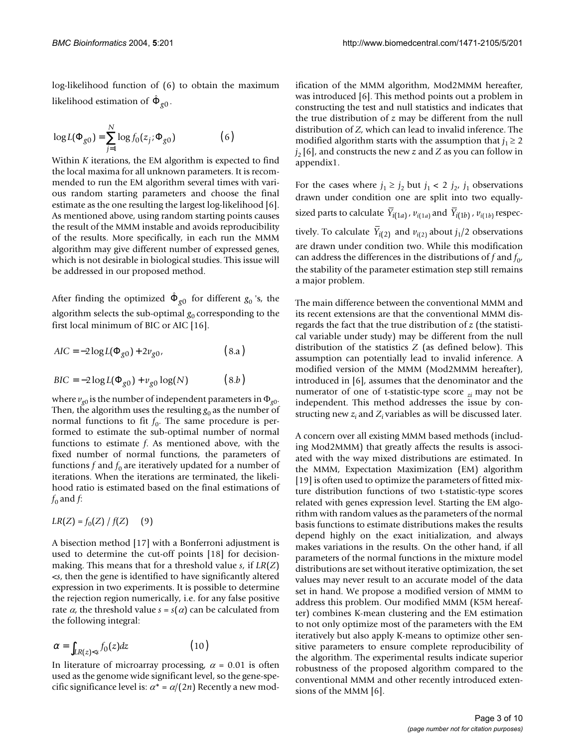log-likelihood function of (6) to obtain the maximum likelihood estimation of $\hat{\Phi}_{g0}$.

$$\log L(\Phi_{g0}) = \sum_{j=1}^{N} \log f_0(z_j; \Phi_{g0}) \qquad (6)$$

Within $K$ iterations, the EM algorithm is expected to find the local maxima for all unknown parameters. It is recommended to run the EM algorithm several times with various random starting parameters and choose the final estimate as the one resulting the largest log-likelihood [6]. As mentioned above, using random starting points causes the result of the MMM instable and avoids reproducibility of the results. More specifically, in each run the MMM algorithm may give different number of expressed genes, which is not desirable in biological studies. This issue will be addressed in our proposed method.

After finding the optimized $\hat{\Phi}_{g0}$ for different $g_0$ 's, the algorithm selects the sub-optimal $g_0$ corresponding to the first local minimum of BIC or AIC [16].

$$AIC = -2\log L(\Phi_{g0}) + 2v_{g0}, \qquad (8.a)$$

$$BIC = -2\log L(\Phi_{g0}) + v_{g0}\log(N) \qquad (8.b)$$

where $v_{g0}$ is the number of independent parameters in $\Phi_{g0}$. Then, the algorithm uses the resulting $g_0$ as the number of normal functions to fit $f_0$. The same procedure is performed to estimate the sub-optimal number of normal functions to estimate $f$. As mentioned above, with the fixed number of normal functions, the parameters of functions $f$ and $f_0$ are iteratively updated for a number of iterations. When the iterations are terminated, the likelihood ratio is estimated based on the final estimations of $f_0$ and $f$:

$$LR(Z) = f_0(Z) / f(Z) \qquad (9)$$

A bisection method [17] with a Bonferroni adjustment is used to determine the cut-off points [18] for decision-making. This means that for a threshold value $s$, if $LR(Z) < s$, then the gene is identified to have significantly altered expression in two experiments. It is possible to determine the rejection region numerically, i.e. for any false positive rate $\alpha$, the threshold value $s = s(\alpha)$ can be calculated from the following integral:

$$\alpha = \int_{LR(z)<s} f_0(z)dz \qquad (10)$$

In literature of microarray processing, $\alpha = 0.01$ is often used as the genome wide significant level, so the gene-specific significance level is: $\alpha^* = \alpha/(2n)$ Recently a new modification of the MMM algorithm, Mod2MMM hereafter, was introduced [6]. This method points out a problem in constructing the test and null statistics and indicates that the true distribution of $z$ may be different from the null distribution of $Z$, which can lead to invalid inference. The modified algorithm starts with the assumption that $j_1 \geq 2 j_2$ [6], and constructs the new $z$ and $Z$ as you can follow in appendix1.

For the cases where $j_1 \geq j_2$ but $j_1 < 2\ j_2$, $j_1$ observations drawn under condition one are split into two equally-sized parts to calculate $\bar{Y}_{i(1a)}$, $v_{i(1a)}$ and $\bar{Y}_{i(1b)}$, $v_{i(1b)}$ respectively. To calculate $\bar{Y}_{i(2)}$ and $v_{i(2)}$ about $j_1/2$ observations are drawn under condition two. While this modification can address the differences in the distributions of $f$ and $f_0$, the stability of the parameter estimation step still remains a major problem.

The main difference between the conventional MMM and its recent extensions are that the conventional MMM disregards the fact that the true distribution of $z$ (the statistical variable under study) may be different from the null distribution of the statistics $Z$ (as defined below). This assumption can potentially lead to invalid inference. A modified version of the MMM (Mod2MMM hereafter), introduced in [6], assumes that the denominator and the numerator of one of t-statistic-type score $_{zi}$ may not be independent. This method addresses the issue by constructing new $z_i$ and $Z_i$ variables as will be discussed later.

A concern over all existing MMM based methods (including Mod2MMM) that greatly affects the results is associated with the way mixed distributions are estimated. In the MMM, Expectation Maximization (EM) algorithm [19] is often used to optimize the parameters of fitted mixture distribution functions of two t-statistic-type scores related with genes expression level. Starting the EM algorithm with random values as the parameters of the normal basis functions to estimate distributions makes the results depend highly on the exact initialization, and always makes variations in the results. On the other hand, if all parameters of the normal functions in the mixture model distributions are set without iterative optimization, the set values may never result to an accurate model of the data set in hand. We propose a modified version of MMM to address this problem. Our modified MMM (K5M hereafter) combines K-mean clustering and the EM algorithm to not only optimize most of the parameters with the EM iteratively but also apply K-means to optimize other sensitive parameters to ensure complete reproducibility of the algorithm. The experimental results indicate superior robustness of the proposed algorithm compared to the conventional MMM and other recently introduced extensions of the MMM [6].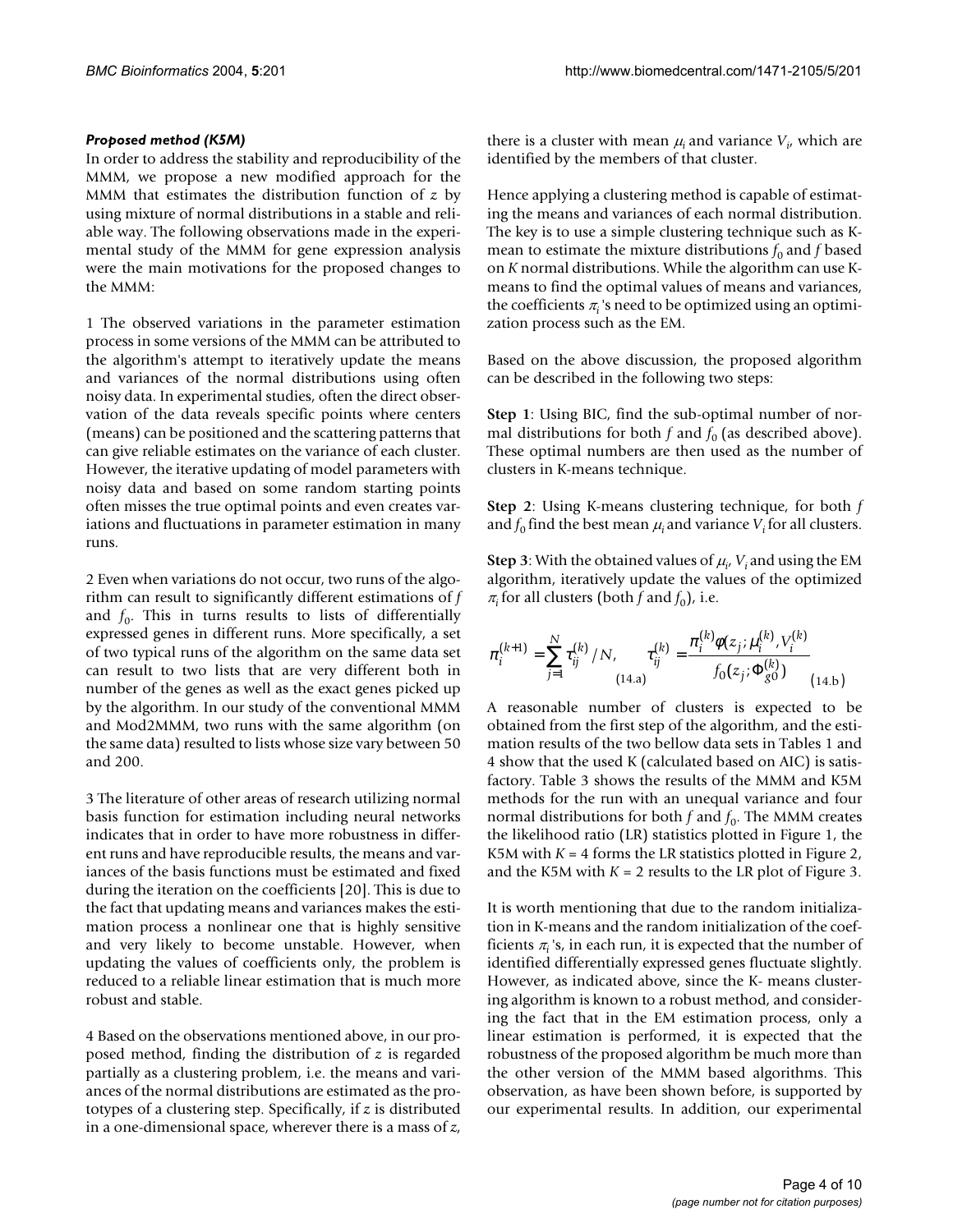### *Proposed method (K5M)*

In order to address the stability and reproducibility of the MMM, we propose a new modified approach for the MMM that estimates the distribution function of $z$ by using mixture of normal distributions in a stable and reliable way. The following observations made in the experimental study of the MMM for gene expression analysis were the main motivations for the proposed changes to the MMM:

1 The observed variations in the parameter estimation process in some versions of the MMM can be attributed to the algorithm's attempt to iteratively update the means and variances of the normal distributions using often noisy data. In experimental studies, often the direct observation of the data reveals specific points where centers (means) can be positioned and the scattering patterns that can give reliable estimates on the variance of each cluster. However, the iterative updating of model parameters with noisy data and based on some random starting points often misses the true optimal points and even creates variations and fluctuations in parameter estimation in many runs.

2 Even when variations do not occur, two runs of the algorithm can result to significantly different estimations of $f$ and $f_0$. This in turns results to lists of differentially expressed genes in different runs. More specifically, a set of two typical runs of the algorithm on the same data set can result to two lists that are very different both in number of the genes as well as the exact genes picked up by the algorithm. In our study of the conventional MMM and Mod2MMM, two runs with the same algorithm (on the same data) resulted to lists whose size vary between 50 and 200.

3 The literature of other areas of research utilizing normal basis function for estimation including neural networks indicates that in order to have more robustness in different runs and have reproducible results, the means and variances of the basis functions must be estimated and fixed during the iteration on the coefficients [20]. This is due to the fact that updating means and variances makes the estimation process a nonlinear one that is highly sensitive and very likely to become unstable. However, when updating the values of coefficients only, the problem is reduced to a reliable linear estimation that is much more robust and stable.

4 Based on the observations mentioned above, in our proposed method, finding the distribution of $z$ is regarded partially as a clustering problem, i.e. the means and variances of the normal distributions are estimated as the prototypes of a clustering step. Specifically, if $z$ is distributed in a one-dimensional space, wherever there is a mass of $z$, there is a cluster with mean $\mu_i$ and variance $V_i$, which are identified by the members of that cluster.

Hence applying a clustering method is capable of estimating the means and variances of each normal distribution. The key is to use a simple clustering technique such as K-mean to estimate the mixture distributions $f_0$ and $f$ based on $K$ normal distributions. While the algorithm can use K-means to find the optimal values of means and variances, the coefficients $\pi_i$'s need to be optimized using an optimization process such as the EM.

Based on the above discussion, the proposed algorithm can be described in the following two steps:

**Step 1**: Using BIC, find the sub-optimal number of normal distributions for both $f$ and $f_0$ (as described above). These optimal numbers are then used as the number of clusters in K-means technique.

**Step 2**: Using K-means clustering technique, for both $f$ and $f_0$ find the best mean $\mu_i$ and variance $V_i$ for all clusters.

**Step 3**: With the obtained values of $\mu_i$, $V_i$ and using the EM algorithm, iteratively update the values of the optimized $\pi_i$ for all clusters (both $f$ and $f_0$), i.e.

$$\pi_i^{(k+1)} = \sum_{j=1}^{N} \tau_{ij}^{(k)} / N, \quad (14.a) \qquad \tau_{ij}^{(k)} = \frac{\pi_i^{(k)} \phi(z_j; \mu_i^{(k)}, V_i^{(k)})}{f_0(z_j; \Phi_{g0}^{(k)})} \quad (14.b)$$

A reasonable number of clusters is expected to be obtained from the first step of the algorithm, and the estimation results of the two bellow data sets in Tables 1 and 4 show that the used K (calculated based on AIC) is satisfactory. Table 3 shows the results of the MMM and K5M methods for the run with an unequal variance and four normal distributions for both $f$ and $f_0$. The MMM creates the likelihood ratio (LR) statistics plotted in Figure 1, the K5M with $K = 4$ forms the LR statistics plotted in Figure 2, and the K5M with $K = 2$ results to the LR plot of Figure 3.

It is worth mentioning that due to the random initialization in K-means and the random initialization of the coefficients $\pi_i$'s, in each run, it is expected that the number of identified differentially expressed genes fluctuate slightly. However, as indicated above, since the K- means clustering algorithm is known to a robust method, and considering the fact that in the EM estimation process, only a linear estimation is performed, it is expected that the robustness of the proposed algorithm be much more than the other version of the MMM based algorithms. This observation, as have been shown before, is supported by our experimental results. In addition, our experimental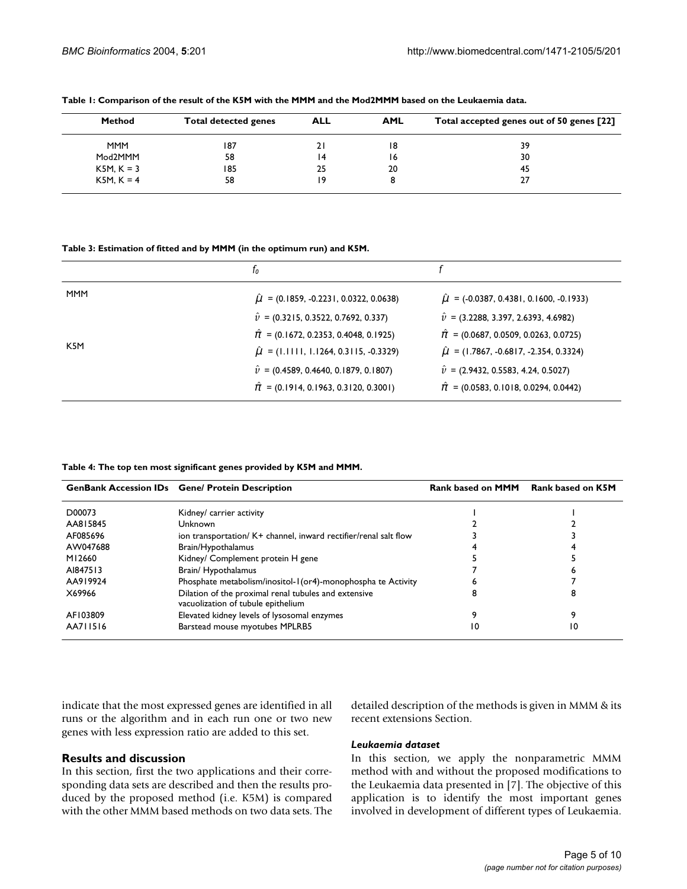**Table 1: Comparison of the result of the K5M with the MMM and the Mod2MMM based on the Leukaemia data.**

| Method | Total detected genes | ALL | AML | Total accepted genes out of 50 genes [22] |
| --- | --- | --- | --- | --- |
| MMM | 187 | 21 | 18 | 39 |
| Mod2MMM | 58 | 14 | 16 | 30 |
| K5M, K = 3 | 185 | 25 | 20 | 45 |
| K5M, K = 4 | 58 | 19 | 8 | 27 |

**Table 3: Estimation of fitted and by MMM (in the optimum run) and K5M.**

| | $f_0$ | $f$ |
| --- | --- | --- |
| MMM | $\hat{\mu}$ = (0.1859, -0.2231, 0.0322, 0.0638) | $\hat{\mu}$ = (-0.0387, 0.4381, 0.1600, -0.1933) |
| | $\hat{\upsilon}$ = (0.3215, 0.3522, 0.7692, 0.337) | $\hat{\upsilon}$ = (3.2288, 3.397, 2.6393, 4.6982) |
| | $\hat{\pi}$ = (0.1672, 0.2353, 0.4048, 0.1925) | $\hat{\pi}$ = (0.0687, 0.0509, 0.0263, 0.0725) |
| K5M | $\hat{\mu}$ = (1.1111, 1.1264, 0.3115, -0.3329) | $\hat{\mu}$ = (1.7867, -0.6817, -2.354, 0.3324) |
| | $\hat{\upsilon}$ = (0.4589, 0.4640, 0.1879, 0.1807) | $\hat{\upsilon}$ = (2.9432, 0.5583, 4.24, 0.5027) |
| | $\hat{\pi}$ = (0.1914, 0.1963, 0.3120, 0.3001) | $\hat{\pi}$ = (0.0583, 0.1018, 0.0294, 0.0442) |

**Table 4: The top ten most significant genes provided by K5M and MMM.**

| GenBank Accession IDs | Gene/ Protein Description | Rank based on MMM | Rank based on K5M |
| --- | --- | --- | --- |
| D00073 | Kidney/ carrier activity | 1 | 1 |
| AA815845 | Unknown | 2 | 2 |
| AF085696 | ion transportation/ K+ channel, inward rectifier/renal salt flow | 3 | 3 |
| AW047688 | Brain/Hypothalamus | 4 | 4 |
| M12660 | Kidney/ Complement protein H gene | 5 | 5 |
| AI847513 | Brain/ Hypothalamus | 7 | 6 |
| AA919924 | Phosphate metabolism/inositol-1(or4)-monophospha te Activity | 6 | 7 |
| X69966 | Dilation of the proximal renal tubules and extensive vacuolization of tubule epithelium | 8 | 8 |
| AF103809 | Elevated kidney levels of lysosomal enzymes | 9 | 9 |
| AA711516 | Barstead mouse myotubes MPLRB5 | 10 | 10 |

indicate that the most expressed genes are identified in all runs or the algorithm and in each run one or two new genes with less expression ratio are added to this set.

## Results and discussion

In this section, first the two applications and their corresponding data sets are described and then the results produced by the proposed method (i.e. K5M) is compared with the other MMM based methods on two data sets. The detailed description of the methods is given in MMM & its recent extensions Section.

### *Leukaemia dataset*

In this section, we apply the nonparametric MMM method with and without the proposed modifications to the Leukaemia data presented in [7]. The objective of this application is to identify the most important genes involved in development of different types of Leukaemia.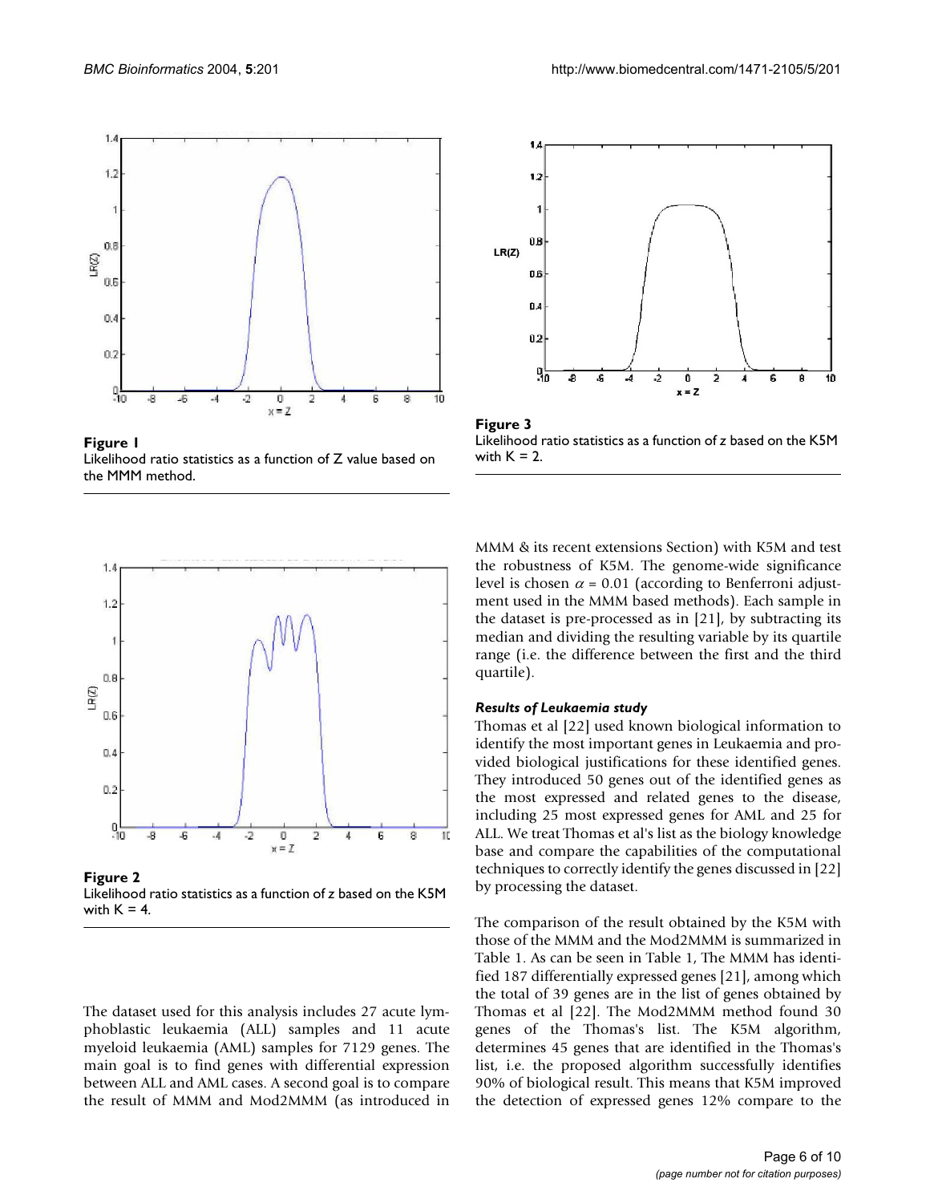**Figure 1**
Likelihood ratio statistics as a function of Z value based on the MMM method.

**Figure 3**
Likelihood ratio statistics as a function of z based on the K5M with K = 2.

**Figure 2**
Likelihood ratio statistics as a function of z based on the K5M with K = 4.

The dataset used for this analysis includes 27 acute lymphoblastic leukaemia (ALL) samples and 11 acute myeloid leukaemia (AML) samples for 7129 genes. The main goal is to find genes with differential expression between ALL and AML cases. A second goal is to compare the result of MMM and Mod2MMM (as introduced in MMM & its recent extensions Section) with K5M and test the robustness of K5M. The genome-wide significance level is chosen $\alpha = 0.01$ (according to Benferroni adjustment used in the MMM based methods). Each sample in the dataset is pre-processed as in [21], by subtracting its median and dividing the resulting variable by its quartile range (i.e. the difference between the first and the third quartile).

### *Results of Leukaemia study*

Thomas et al [22] used known biological information to identify the most important genes in Leukaemia and provided biological justifications for these identified genes. They introduced 50 genes out of the identified genes as the most expressed and related genes to the disease, including 25 most expressed genes for AML and 25 for ALL. We treat Thomas et al's list as the biology knowledge base and compare the capabilities of the computational techniques to correctly identify the genes discussed in [22] by processing the dataset.

The comparison of the result obtained by the K5M with those of the MMM and the Mod2MMM is summarized in Table 1. As can be seen in Table 1, The MMM has identified 187 differentially expressed genes [21], among which the total of 39 genes are in the list of genes obtained by Thomas et al [22]. The Mod2MMM method found 30 genes of the Thomas's list. The K5M algorithm, determines 45 genes that are identified in the Thomas's list, i.e. the proposed algorithm successfully identifies 90% of biological result. This means that K5M improved the detection of expressed genes 12% compare to the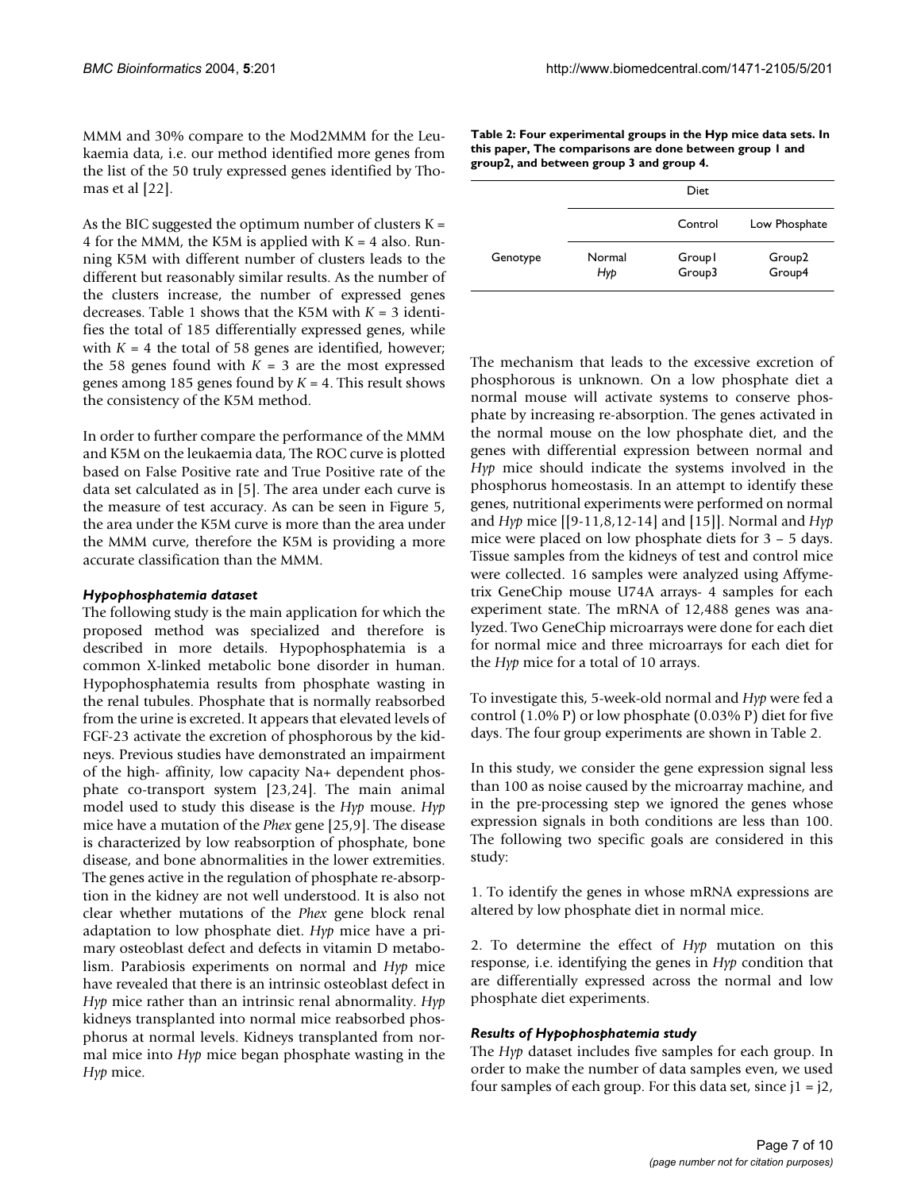MMM and 30% compare to the Mod2MMM for the Leukaemia data, i.e. our method identified more genes from the list of the 50 truly expressed genes identified by Thomas et al [22].

As the BIC suggested the optimum number of clusters K = 4 for the MMM, the K5M is applied with K = 4 also. Running K5M with different number of clusters leads to the different but reasonably similar results. As the number of the clusters increase, the number of expressed genes decreases. Table 1 shows that the K5M with $K = 3$ identifies the total of 185 differentially expressed genes, while with $K = 4$ the total of 58 genes are identified, however; the 58 genes found with $K = 3$ are the most expressed genes among 185 genes found by $K = 4$. This result shows the consistency of the K5M method.

In order to further compare the performance of the MMM and K5M on the leukaemia data, The ROC curve is plotted based on False Positive rate and True Positive rate of the data set calculated as in [5]. The area under each curve is the measure of test accuracy. As can be seen in Figure 5, the area under the K5M curve is more than the area under the MMM curve, therefore the K5M is providing a more accurate classification than the MMM.

### *Hypophosphatemia dataset*

The following study is the main application for which the proposed method was specialized and therefore is described in more details. Hypophosphatemia is a common X-linked metabolic bone disorder in human. Hypophosphatemia results from phosphate wasting in the renal tubules. Phosphate that is normally reabsorbed from the urine is excreted. It appears that elevated levels of FGF-23 activate the excretion of phosphorous by the kidneys. Previous studies have demonstrated an impairment of the high- affinity, low capacity Na+ dependent phosphate co-transport system [23,24]. The main animal model used to study this disease is the *Hyp* mouse. *Hyp* mice have a mutation of the *Phex* gene [25,9]. The disease is characterized by low reabsorption of phosphate, bone disease, and bone abnormalities in the lower extremities. The genes active in the regulation of phosphate re-absorption in the kidney are not well understood. It is also not clear whether mutations of the *Phex* gene block renal adaptation to low phosphate diet. *Hyp* mice have a primary osteoblast defect and defects in vitamin D metabolism. Parabiosis experiments on normal and *Hyp* mice have revealed that there is an intrinsic osteoblast defect in *Hyp* mice rather than an intrinsic renal abnormality. *Hyp* kidneys transplanted into normal mice reabsorbed phosphorus at normal levels. Kidneys transplanted from normal mice into *Hyp* mice began phosphate wasting in the *Hyp* mice.

**Table 2: Four experimental groups in the Hyp mice data sets. In this paper, The comparisons are done between group 1 and group2, and between group 3 and group 4.**

| | | Diet | |
|---|---|---|---|
| | | Control | Low Phosphate |
| Genotype | Normal | Group1 | Group2 |
| | *Hyp* | Group3 | Group4 |

The mechanism that leads to the excessive excretion of phosphorous is unknown. On a low phosphate diet a normal mouse will activate systems to conserve phosphate by increasing re-absorption. The genes activated in the normal mouse on the low phosphate diet, and the genes with differential expression between normal and *Hyp* mice should indicate the systems involved in the phosphorus homeostasis. In an attempt to identify these genes, nutritional experiments were performed on normal and *Hyp* mice [[9-11,8,12-14] and [15]]. Normal and *Hyp* mice were placed on low phosphate diets for 3 – 5 days. Tissue samples from the kidneys of test and control mice were collected. 16 samples were analyzed using Affymetrix GeneChip mouse U74A arrays- 4 samples for each experiment state. The mRNA of 12,488 genes was analyzed. Two GeneChip microarrays were done for each diet for normal mice and three microarrays for each diet for the *Hyp* mice for a total of 10 arrays.

To investigate this, 5-week-old normal and *Hyp* were fed a control (1.0% P) or low phosphate (0.03% P) diet for five days. The four group experiments are shown in Table 2.

In this study, we consider the gene expression signal less than 100 as noise caused by the microarray machine, and in the pre-processing step we ignored the genes whose expression signals in both conditions are less than 100. The following two specific goals are considered in this study:

1. To identify the genes in whose mRNA expressions are altered by low phosphate diet in normal mice.

2. To determine the effect of *Hyp* mutation on this response, i.e. identifying the genes in *Hyp* condition that are differentially expressed across the normal and low phosphate diet experiments.

### *Results of Hypophosphatemia study*

The *Hyp* dataset includes five samples for each group. In order to make the number of data samples even, we used four samples of each group. For this data set, since $j1 = j2$,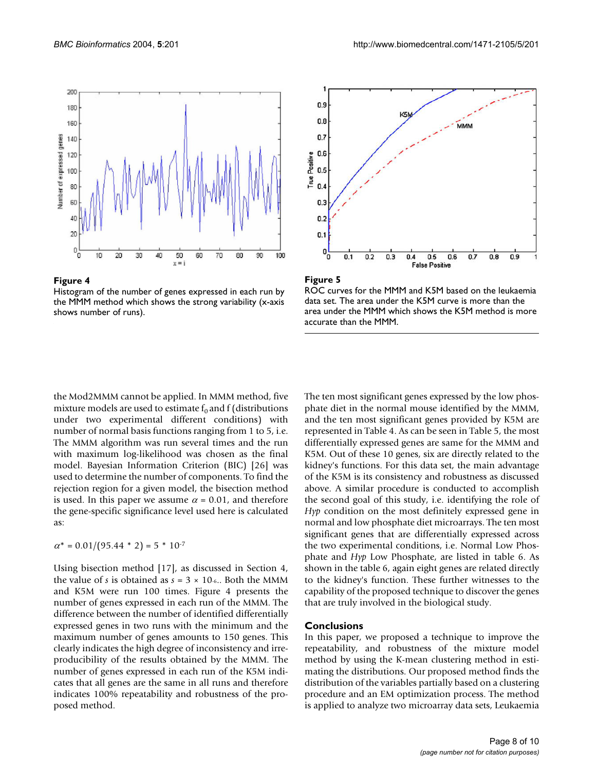**Figure 4**

Histogram of the number of genes expressed in each run by the MMM method which shows the strong variability (x-axis shows number of runs).

**Figure 5**

ROC curves for the MMM and K5M based on the leukaemia data set. The area under the K5M curve is more than the area under the MMM which shows the K5M method is more accurate than the MMM.

the Mod2MMM cannot be applied. In MMM method, five mixture models are used to estimate $f_0$ and f (distributions under two experimental different conditions) with number of normal basis functions ranging from 1 to 5, i.e. The MMM algorithm was run several times and the run with maximum log-likelihood was chosen as the final model. Bayesian Information Criterion (BIC) [26] was used to determine the number of components. To find the rejection region for a given model, the bisection method is used. In this paper we assume $\alpha = 0.01$, and therefore the gene-specific significance level used here is calculated as:

$$\alpha^* = 0.01/(95.44 * 2) = 5 * 10^{-7}$$

Using bisection method [17], as discussed in Section 4, the value of $s$ is obtained as $s = 3 \times 10^{-6}$. Both the MMM and K5M were run 100 times. Figure 4 presents the number of genes expressed in each run of the MMM. The difference between the number of identified differentially expressed genes in two runs with the minimum and the maximum number of genes amounts to 150 genes. This clearly indicates the high degree of inconsistency and irreproducibility of the results obtained by the MMM. The number of genes expressed in each run of the K5M indicates that all genes are the same in all runs and therefore indicates 100% repeatability and robustness of the proposed method.

The ten most significant genes expressed by the low phosphate diet in the normal mouse identified by the MMM, and the ten most significant genes provided by K5M are represented in Table 4. As can be seen in Table 5, the most differentially expressed genes are same for the MMM and K5M. Out of these 10 genes, six are directly related to the kidney's functions. For this data set, the main advantage of the K5M is its consistency and robustness as discussed above. A similar procedure is conducted to accomplish the second goal of this study, i.e. identifying the role of *Hyp* condition on the most definitely expressed gene in normal and low phosphate diet microarrays. The ten most significant genes that are differentially expressed across the two experimental conditions, i.e. Normal Low Phosphate and *Hyp* Low Phosphate, are listed in table 6. As shown in the table 6, again eight genes are related directly to the kidney's function. These further witnesses to the capability of the proposed technique to discover the genes that are truly involved in the biological study.

## Conclusions

In this paper, we proposed a technique to improve the repeatability, and robustness of the mixture model method by using the K-mean clustering method in estimating the distributions. Our proposed method finds the distribution of the variables partially based on a clustering procedure and an EM optimization process. The method is applied to analyze two microarray data sets, Leukaemia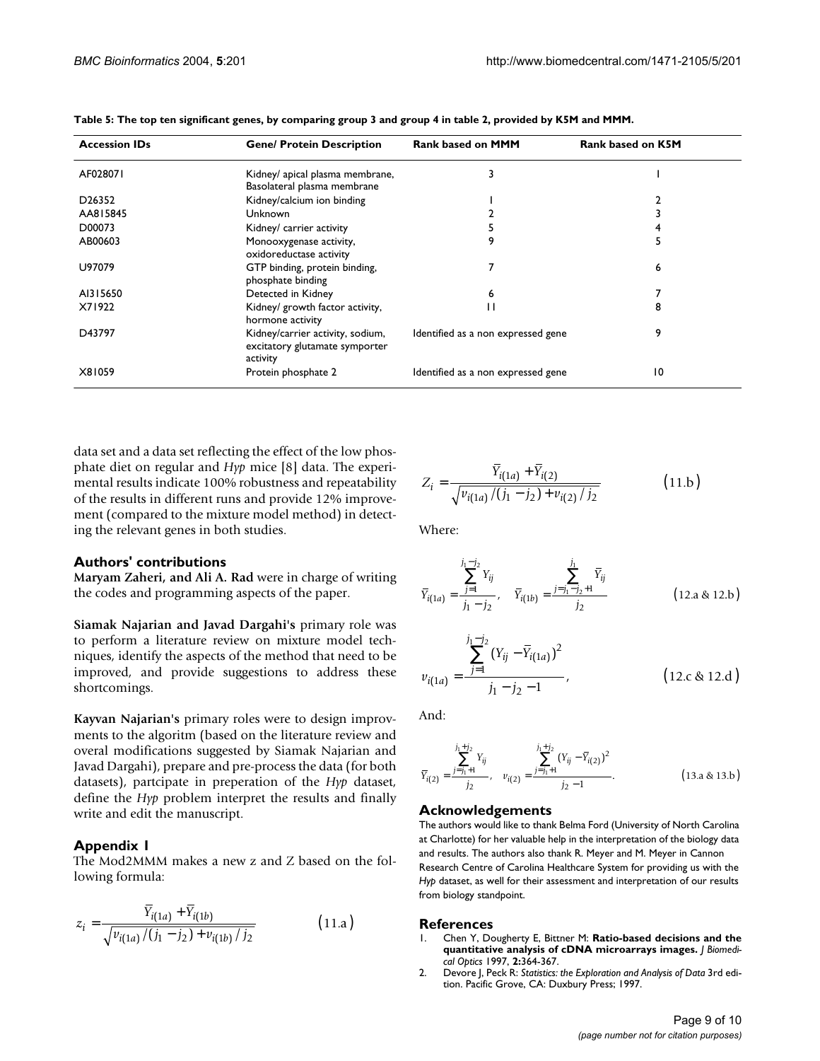**Table 5: The top ten significant genes, by comparing group 3 and group 4 in table 2, provided by K5M and MMM.**

| Accession IDs | Gene/ Protein Description | Rank based on MMM | Rank based on K5M |
| --- | --- | --- | --- |
| AF028071 | Kidney/ apical plasma membrane, Basolateral plasma membrane | 3 | 1 |
| D26352 | Kidney/calcium ion binding | 1 | 2 |
| AA815845 | Unknown | 2 | 3 |
| D00073 | Kidney/ carrier activity | 5 | 4 |
| AB00603 | Monooxygenase activity, oxidoreductase activity | 9 | 5 |
| U97079 | GTP binding, protein binding, phosphate binding | 7 | 6 |
| AI315650 | Detected in Kidney | 6 | 7 |
| X71922 | Kidney/ growth factor activity, hormone activity | 11 | 8 |
| D43797 | Kidney/carrier activity, sodium, excitatory glutamate symporter activity | Identified as a non expressed gene | 9 |
| X81059 | Protein phosphate 2 | Identified as a non expressed gene | 10 |

data set and a data set reflecting the effect of the low phosphate diet on regular and *Hyp* mice [8] data. The experimental results indicate 100% robustness and repeatability of the results in different runs and provide 12% improvement (compared to the mixture model method) in detecting the relevant genes in both studies.

## Authors' contributions

**Maryam Zaheri, and Ali A. Rad** were in charge of writing the codes and programming aspects of the paper.

**Siamak Najarian and Javad Dargahi's** primary role was to perform a literature review on mixture model techniques, identify the aspects of the method that need to be improved, and provide suggestions to address these shortcomings.

**Kayvan Najarian's** primary roles were to design improvments to the algoritm (based on the literature review and overal modifications suggested by Siamak Najarian and Javad Dargahi), prepare and pre-process the data (for both datasets), partcipate in preperation of the *Hyp* dataset, define the *Hyp* problem interpret the results and finally write and edit the manuscript.

## Appendix 1

The Mod2MMM makes a new z and Z based on the following formula:

$$z_i = \frac{\bar{Y}_{i(1a)} + \bar{Y}_{i(1b)}}{\sqrt{v_{i(1a)}/(j_1 - j_2) + v_{i(1b)}/j_2}} \qquad (11.a)$$

$$Z_i = \frac{\bar{Y}_{i(1a)} + \bar{Y}_{i(2)}}{\sqrt{v_{i(1a)}/(j_1 - j_2) + v_{i(2)}/j_2}} \qquad (11.b)$$

Where:

$$\bar{Y}_{i(1a)} = \frac{\sum_{j=1}^{j_1 - j_2} Y_{ij}}{j_1 - j_2}, \quad \bar{Y}_{i(1b)} = \frac{\sum_{j=j_1-j_2+1}^{j_1} \bar{Y}_{ij}}{j_2} \qquad (12.a \ \& \ 12.b)$$

$$v_{i(1a)} = \frac{\sum_{j=1}^{j_1 - j_2} (Y_{ij} - \bar{Y}_{i(1a)})^2}{j_1 - j_2 - 1}, \qquad (12.c \ \& \ 12.d)$$

And:

$$\bar{Y}_{i(2)} = \frac{\sum_{j=j_1+1}^{j_1+j_2} Y_{ij}}{j_2}, \quad v_{i(2)} = \frac{\sum_{j=j_1+1}^{j_1+j_2} (Y_{ij} - \bar{Y}_{i(2)})^2}{j_2 - 1}. \qquad (13.a \ \& \ 13.b)$$

## Acknowledgements

The authors would like to thank Belma Ford (University of North Carolina at Charlotte) for her valuable help in the interpretation of the biology data and results. The authors also thank R. Meyer and M. Meyer in Cannon Research Centre of Carolina Healthcare System for providing us with the *Hyp* dataset, as well for their assessment and interpretation of our results from biology standpoint.

## References

1. Chen Y, Dougherty E, Bittner M: **Ratio-based decisions and the quantitative analysis of cDNA microarrays images.** *J Biomedical Optics* 1997, **2:**364-367.
2. Devore J, Peck R: *Statistics: the Exploration and Analysis of Data* 3rd edition. Pacific Grove, CA: Duxbury Press; 1997.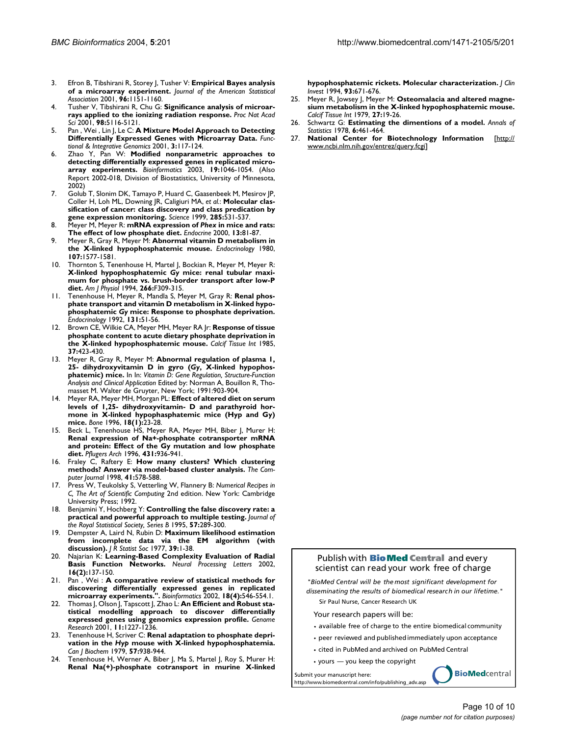3. Efron B, Tibshirani R, Storey J, Tusher V: **Empirical Bayes analysis of a microarray experiment.** *Journal of the American Statistical Association* 2001, **96:**1151-1160.
4. Tusher V, Tibshirani R, Chu G: **Significance analysis of microarrays applied to the ionizing radiation response.** *Proc Nat Acad Sci* 2001, **98:**5116-5121.
5. Pan , Wei , Lin J, Le C: **A Mixture Model Approach to Detecting Differentially Expressed Genes with Microarray Data.** *Functional & Integrative Genomics* 2001, **3:**117-124.
6. Zhao Y, Pan W: **Modified nonparametric approaches to detecting differentially expressed genes in replicated microarray experiments.** *Bioinformatics* 2003, **19:**1046-1054. (Also Report 2002-018, Division of Biostatistics, University of Minnesota, 2002)
7. Golub T, Slonim DK, Tamayo P, Huard C, Gaasenbeek M, Mesirov JP, Coller H, Loh ML, Downing JR, Caligiuri MA, *et al.*: **Molecular classification of cancer: class discovery and class predication by gene expression monitoring.** *Science* 1999, **285:**531-537.
8. Meyer M, Meyer R: **mRNA expression of *Phex* in mice and rats: The effect of low phosphate diet.** *Endocrine* 2000, **13:**81-87.
9. Meyer R, Gray R, Meyer M: **Abnormal vitamin D metabolism in the X-linked hypophosphatemic mouse.** *Endocrinology* 1980, **107:**1577-1581.
10. Thornton S, Tenenhouse H, Martel J, Bockian R, Meyer M, Meyer R: **X-linked hypophosphatemic *Gy* mice: renal tubular maximum for phosphate vs. brush-border transport after low-P diet.** *Am J Physiol* 1994, **266:**F309-315.
11. Tenenhouse H, Meyer R, Mandla S, Meyer M, Gray R: **Renal phosphate transport and vitamin D metabolism in X-linked hypophosphatemic *Gy* mice: Response to phosphate deprivation.** *Endocrinology* 1992, **131:**51-56.
12. Brown CE, Wilkie CA, Meyer MH, Meyer RA Jr: **Response of tissue phosphate content to acute dietary phosphate deprivation in the X-linked hypophosphatemic mouse.** *Calcif Tissue Int* 1985, **37:**423-430.
13. Meyer R, Gray R, Meyer M: **Abnormal regulation of plasma 1, 25- dihydroxyvitamin D in gyro (*Gy*, X-linked hypophosphatemic) mice.** In In: *Vitamin D: Gene Regulation, Structure-Function Analysis and Clinical Application* Edited by: Norman A, Bouillon R, Thomasset M. Walter de Gruyter, New York; 1991:903-904.
14. Meyer RA, Meyer MH, Morgan PL: **Effect of altered diet on serum levels of 1,25- dihydroxyvitamin- D and parathyroid hormone in X-linked hypophasphatemic mice (Hyp and Gy) mice.** *Bone* 1996, **18(1):**23-28.
15. Beck L, Tenenhouse HS, Meyer RA, Meyer MH, Biber J, Murer H: **Renal expression of Na+-phosphate cotransporter mRNA and protein: Effect of the Gy mutation and low phosphate diet.** *Pflugers Arch* 1996, **431:**936-941.
16. Fraley C, Raftery E: **How many clusters? Which clustering methods? Answer via model-based cluster analysis.** *The Computer Journal* 1998, **41:**578-588.
17. Press W, Teukolsky S, Vetterling W, Flannery B: *Numerical Recipes in C, The Art of Scientific Computing* 2nd edition. New York: Cambridge University Press; 1992.
18. Benjamini Y, Hochberg Y: **Controlling the false discovery rate: a practical and powerful approach to multiple testing.** *Journal of the Royal Statistical Society, Series B* 1995, **57:**289-300.
19. Dempster A, Laird N, Rubin D: **Maximum likelihood estimation from incomplete data via the EM algorithm (with discussion).** *J R Statist Soc* 1977, **39:**1-38.
20. Najarian K: **Learning-Based Complexity Evaluation of Radial Basis Function Networks.** *Neural Processing Letters* 2002, **16(2):**137-150.
21. Pan , Wei : **A comparative review of statistical methods for discovering differentially expressed genes in replicated microarray experiments.".** *Bioinformatics* 2002, **18(4):**546-554.1.
22. Thomas J, Olson J, Tapscott J, Zhao L: **An Efficient and Robust statistical modelling approach to discover differentially expressed genes using genomics expression profile.** *Genome Research* 2001, **11:**1227-1236.
23. Tenenhouse H, Scriver C: **Renal adaptation to phosphate deprivation in the *Hyp* mouse with X-linked hypophosphatemia.** *Can J Biochem* 1979, **57:**938-944.
24. Tenenhouse H, Werner A, Biber J, Ma S, Martel J, Roy S, Murer H: **Renal Na(+)-phosphate cotransport in murine X-linked hypophosphatemic rickets. Molecular characterization.** *J Clin Invest* 1994, **93:**671-676.
25. Meyer R, Jowsey J, Meyer M: **Osteomalacia and altered magnesium metabolism in the X-linked hypophosphatemic mouse.** *Calcif Tissue Int* 1979, **27:**19-26.
26. Schwartz G: **Estimating the dimentions of a model.** *Annals of Statistics* 1978, **6:**461-464.
27. **National Center for Biotechnology Information** [http://www.ncbi.nlm.nih.gov/entrez/query.fcgi]

Publish with **BioMed Central** and every scientist can read your work free of charge

*"BioMed Central will be the most significant development for disseminating the results of biomedical research in our lifetime."*

Sir Paul Nurse, Cancer Research UK

Your research papers will be:

- available free of charge to the entire biomedical community
- peer reviewed and published immediately upon acceptance
- cited in PubMed and archived on PubMed Central
- yours — you keep the copyright

Submit your manuscript here:
http://www.biomedcentral.com/info/publishing_adv.asp

BioMedcentral